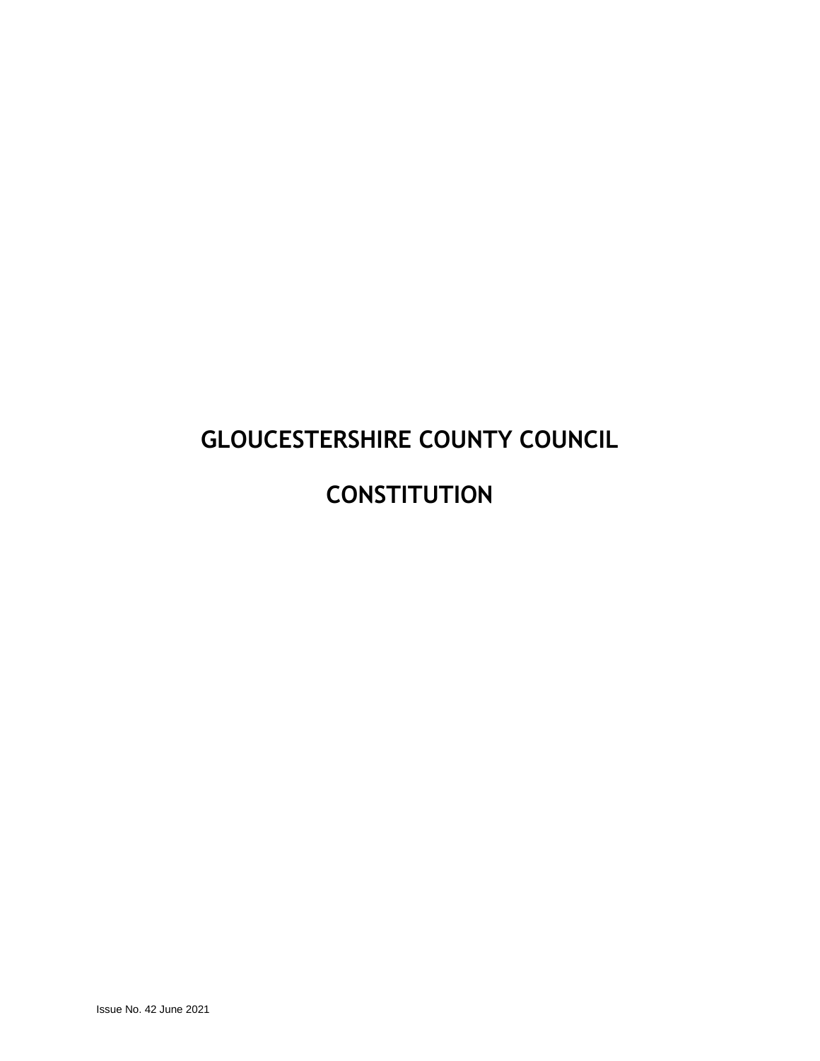# GLOUCESTERSHIRE COUNTY COUNCIL

# CONSTITUTION

Issue No. 42 June 2021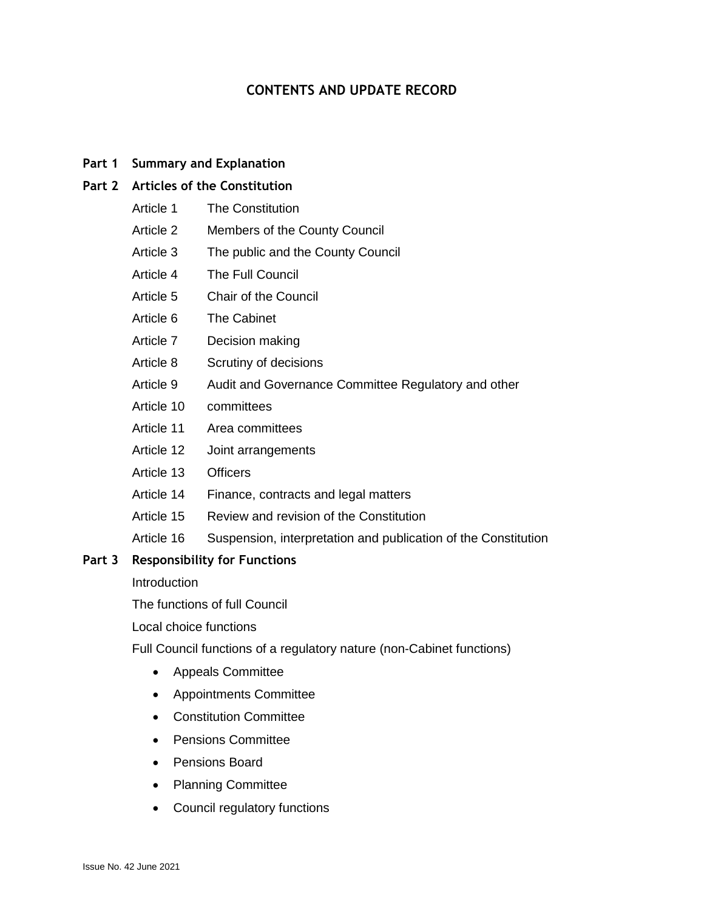# CONTENTS AND UPDATE RECORD

**Part 1 Summary and Explanation**

**Part 2 Articles of the Constitution**

Article 1 The Constitution

Article 2 Members of the County Council

Article 3 The public and the County Council

Article 4 The Full Council

Article 5 Chair of the Council

Article 6 The Cabinet

Article 7 Decision making

Article 8 Scrutiny of decisions

Article 9 Audit and Governance Committee Regulatory and other

Article 10 committees

Article 11 Area committees

Article 12 Joint arrangements

Article 13 Officers

Article 14 Finance, contracts and legal matters

Article 15 Review and revision of the Constitution

Article 16 Suspension, interpretation and publication of the Constitution

**Part 3 Responsibility for Functions**

Introduction

The functions of full Council

Local choice functions

Full Council functions of a regulatory nature (non-Cabinet functions)

- Appeals Committee
- Appointments Committee
- Constitution Committee
- Pensions Committee
- Pensions Board
- Planning Committee
- Council regulatory functions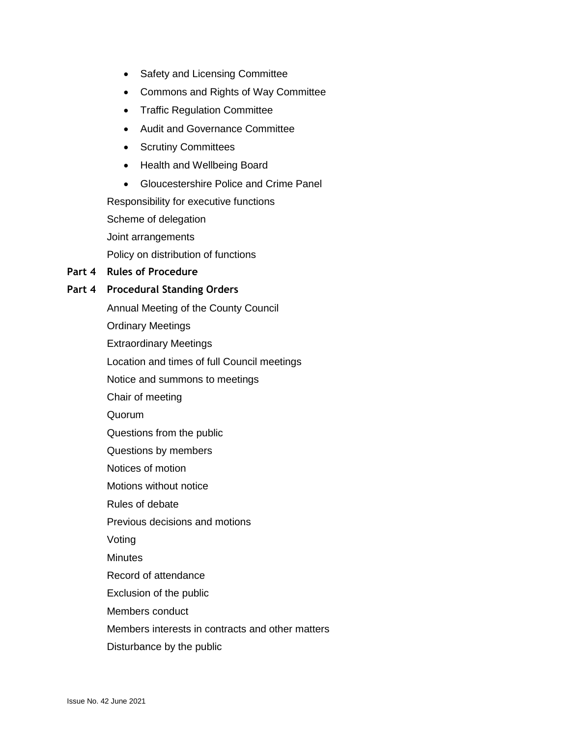- Safety and Licensing Committee
- Commons and Rights of Way Committee
- Traffic Regulation Committee
- Audit and Governance Committee
- Scrutiny Committees
- Health and Wellbeing Board
- Gloucestershire Police and Crime Panel

Responsibility for executive functions

Scheme of delegation

Joint arrangements

Policy on distribution of functions

**Part 4 Rules of Procedure**

**Part 4 Procedural Standing Orders**

Annual Meeting of the County Council

Ordinary Meetings

Extraordinary Meetings

Location and times of full Council meetings

Notice and summons to meetings

Chair of meeting

Quorum

Questions from the public

Questions by members

Notices of motion

Motions without notice

Rules of debate

Previous decisions and motions

Voting

Minutes

Record of attendance

Exclusion of the public

Members conduct

Members interests in contracts and other matters

Disturbance by the public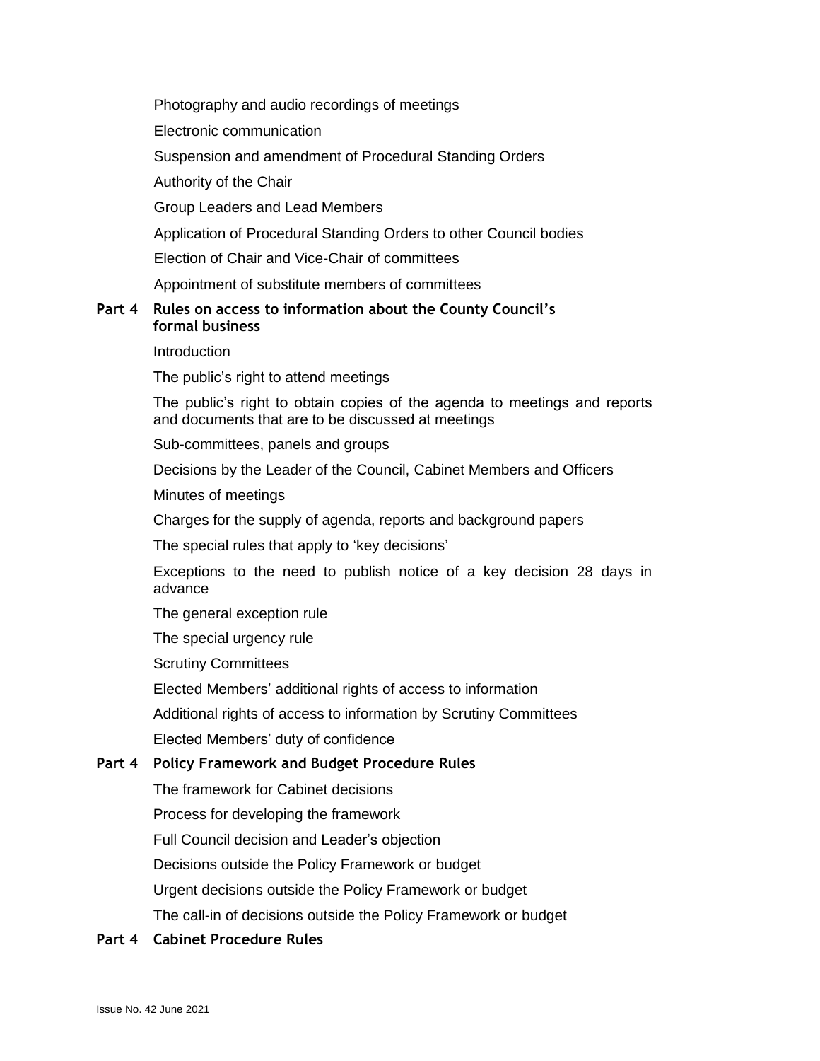Photography and audio recordings of meetings

Electronic communication

Suspension and amendment of Procedural Standing Orders

Authority of the Chair

Group Leaders and Lead Members

Application of Procedural Standing Orders to other Council bodies

Election of Chair and Vice-Chair of committees

Appointment of substitute members of committees

**Part 4 Rules on access to information about the County Council's formal business**

Introduction

The public's right to attend meetings

The public's right to obtain copies of the agenda to meetings and reports and documents that are to be discussed at meetings

Sub-committees, panels and groups

Decisions by the Leader of the Council, Cabinet Members and Officers

Minutes of meetings

Charges for the supply of agenda, reports and background papers

The special rules that apply to 'key decisions'

Exceptions to the need to publish notice of a key decision 28 days in advance

The general exception rule

The special urgency rule

Scrutiny Committees

Elected Members' additional rights of access to information

Additional rights of access to information by Scrutiny Committees

Elected Members' duty of confidence

**Part 4 Policy Framework and Budget Procedure Rules**

The framework for Cabinet decisions

Process for developing the framework

Full Council decision and Leader's objection

Decisions outside the Policy Framework or budget

Urgent decisions outside the Policy Framework or budget

The call-in of decisions outside the Policy Framework or budget

**Part 4 Cabinet Procedure Rules**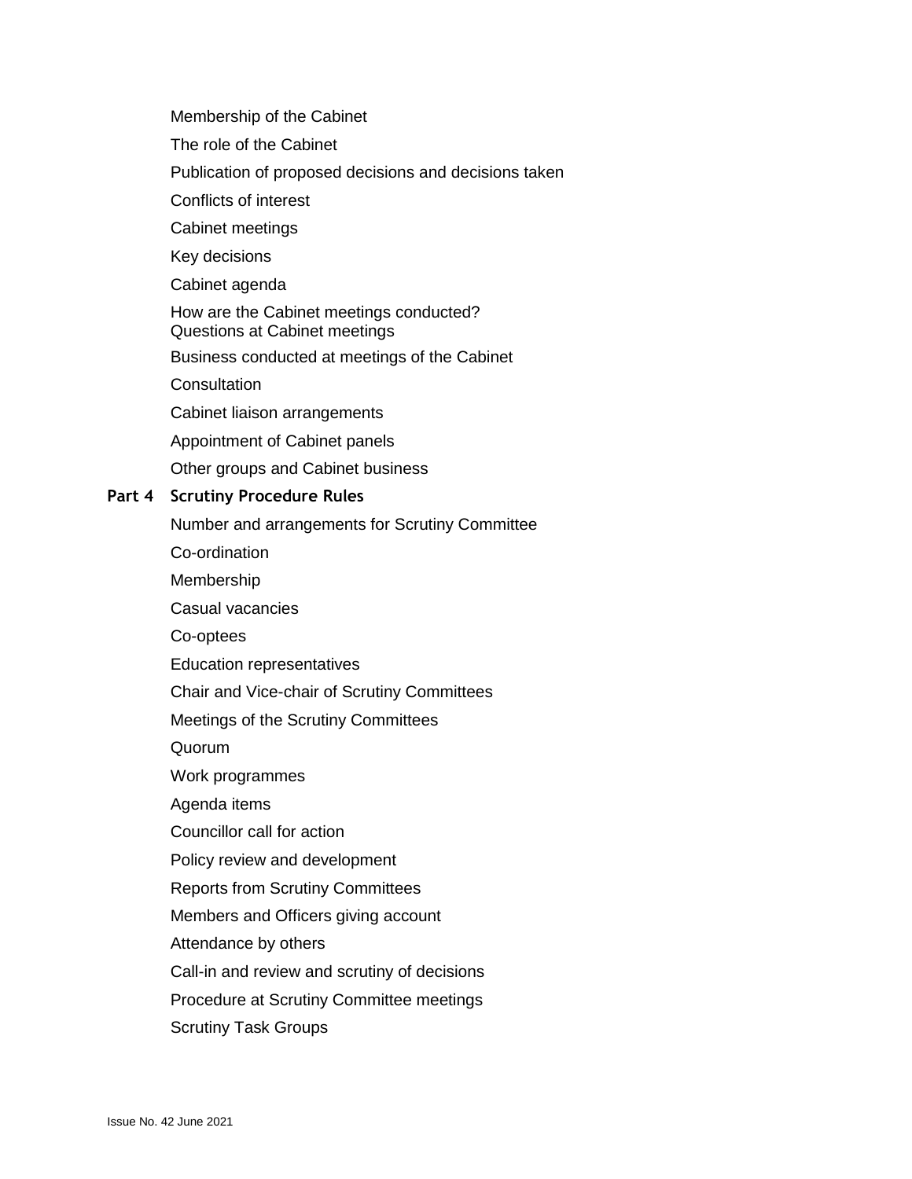Membership of the Cabinet

The role of the Cabinet

Publication of proposed decisions and decisions taken

Conflicts of interest

Cabinet meetings

Key decisions

Cabinet agenda

How are the Cabinet meetings conducted?
Questions at Cabinet meetings

Business conducted at meetings of the Cabinet

Consultation

Cabinet liaison arrangements

Appointment of Cabinet panels

Other groups and Cabinet business

**Part 4 Scrutiny Procedure Rules**

Number and arrangements for Scrutiny Committee

Co-ordination

Membership

Casual vacancies

Co-optees

Education representatives

Chair and Vice-chair of Scrutiny Committees

Meetings of the Scrutiny Committees

Quorum

Work programmes

Agenda items

Councillor call for action

Policy review and development

Reports from Scrutiny Committees

Members and Officers giving account

Attendance by others

Call-in and review and scrutiny of decisions

Procedure at Scrutiny Committee meetings

Scrutiny Task Groups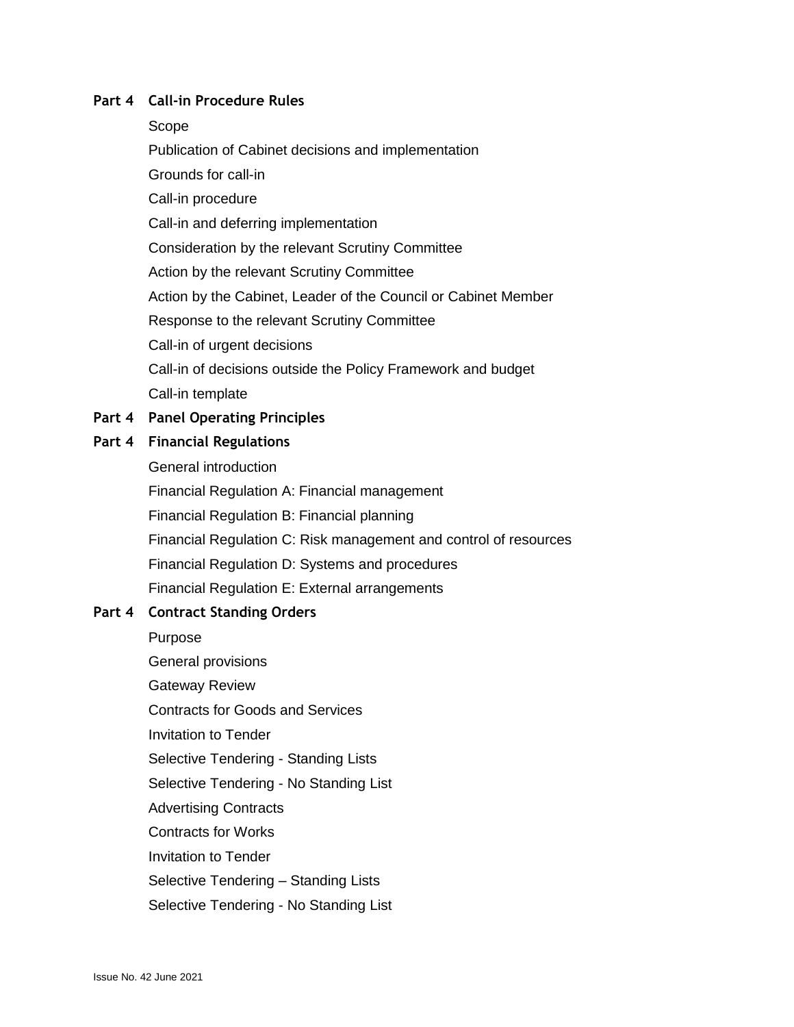**Part 4 Call-in Procedure Rules**

Scope

Publication of Cabinet decisions and implementation

Grounds for call-in

Call-in procedure

Call-in and deferring implementation

Consideration by the relevant Scrutiny Committee

Action by the relevant Scrutiny Committee

Action by the Cabinet, Leader of the Council or Cabinet Member

Response to the relevant Scrutiny Committee

Call-in of urgent decisions

Call-in of decisions outside the Policy Framework and budget

Call-in template

**Part 4 Panel Operating Principles**

**Part 4 Financial Regulations**

General introduction

Financial Regulation A: Financial management

Financial Regulation B: Financial planning

Financial Regulation C: Risk management and control of resources

Financial Regulation D: Systems and procedures

Financial Regulation E: External arrangements

**Part 4 Contract Standing Orders**

Purpose

General provisions

Gateway Review

Contracts for Goods and Services

Invitation to Tender

Selective Tendering - Standing Lists

Selective Tendering - No Standing List

Advertising Contracts

Contracts for Works

Invitation to Tender

Selective Tendering – Standing Lists

Selective Tendering - No Standing List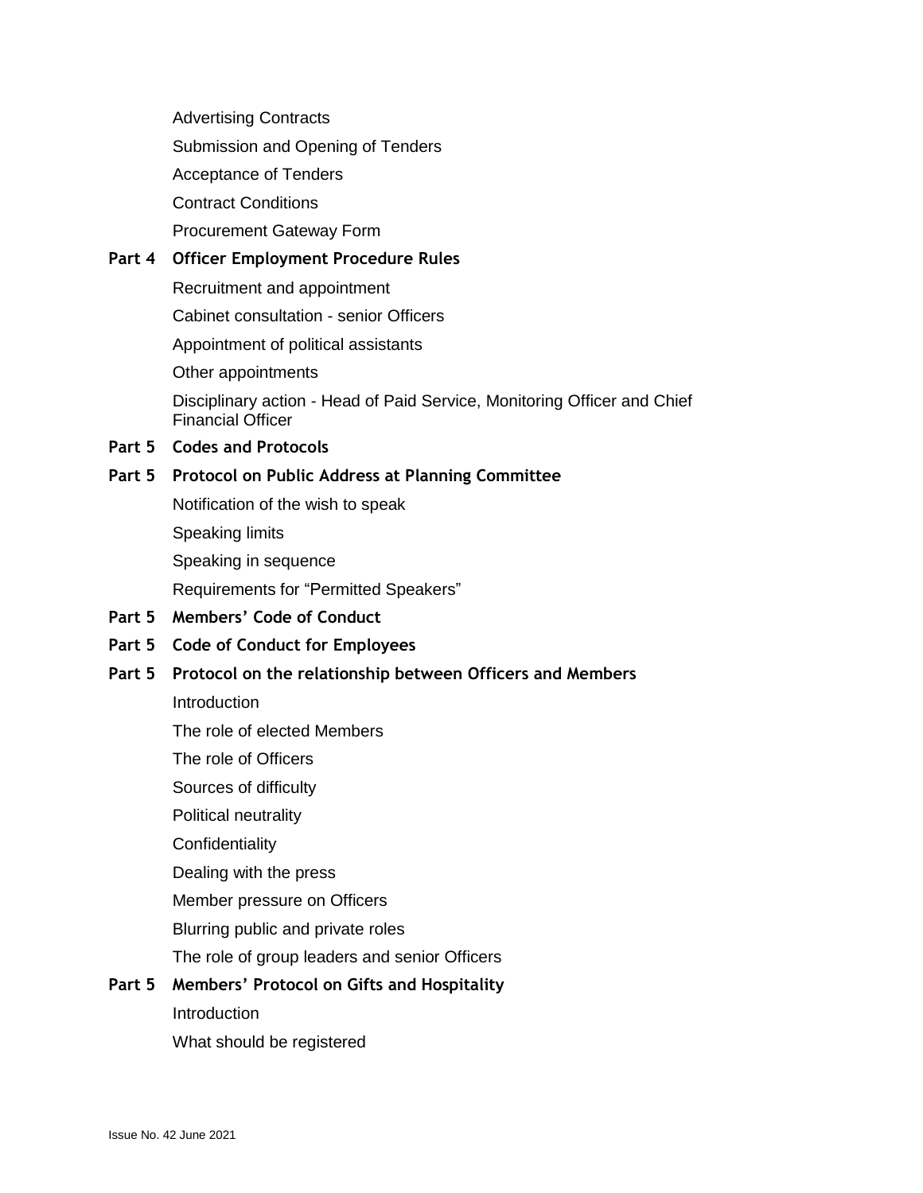Advertising Contracts

Submission and Opening of Tenders

Acceptance of Tenders

Contract Conditions

Procurement Gateway Form

**Part 4 Officer Employment Procedure Rules**

Recruitment and appointment

Cabinet consultation - senior Officers

Appointment of political assistants

Other appointments

Disciplinary action - Head of Paid Service, Monitoring Officer and Chief Financial Officer

**Part 5 Codes and Protocols**

**Part 5 Protocol on Public Address at Planning Committee**

Notification of the wish to speak

Speaking limits

Speaking in sequence

Requirements for "Permitted Speakers"

**Part 5 Members' Code of Conduct**

**Part 5 Code of Conduct for Employees**

**Part 5 Protocol on the relationship between Officers and Members**

Introduction

The role of elected Members

The role of Officers

Sources of difficulty

Political neutrality

Confidentiality

Dealing with the press

Member pressure on Officers

Blurring public and private roles

The role of group leaders and senior Officers

**Part 5 Members' Protocol on Gifts and Hospitality**

Introduction

What should be registered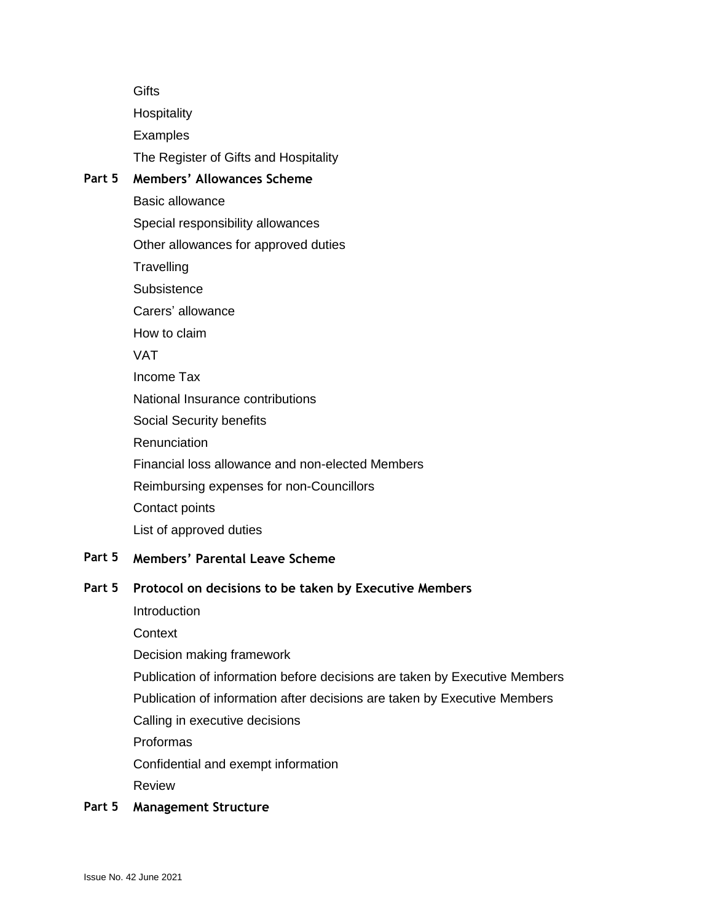Gifts

Hospitality

Examples

The Register of Gifts and Hospitality

**Part 5 Members' Allowances Scheme**

Basic allowance

Special responsibility allowances

Other allowances for approved duties

Travelling

Subsistence

Carers' allowance

How to claim

VAT

Income Tax

National Insurance contributions

Social Security benefits

Renunciation

Financial loss allowance and non-elected Members

Reimbursing expenses for non-Councillors

Contact points

List of approved duties

**Part 5 Members' Parental Leave Scheme**

**Part 5 Protocol on decisions to be taken by Executive Members**

Introduction

Context

Decision making framework

Publication of information before decisions are taken by Executive Members

Publication of information after decisions are taken by Executive Members

Calling in executive decisions

Proformas

Confidential and exempt information

Review

**Part 5 Management Structure**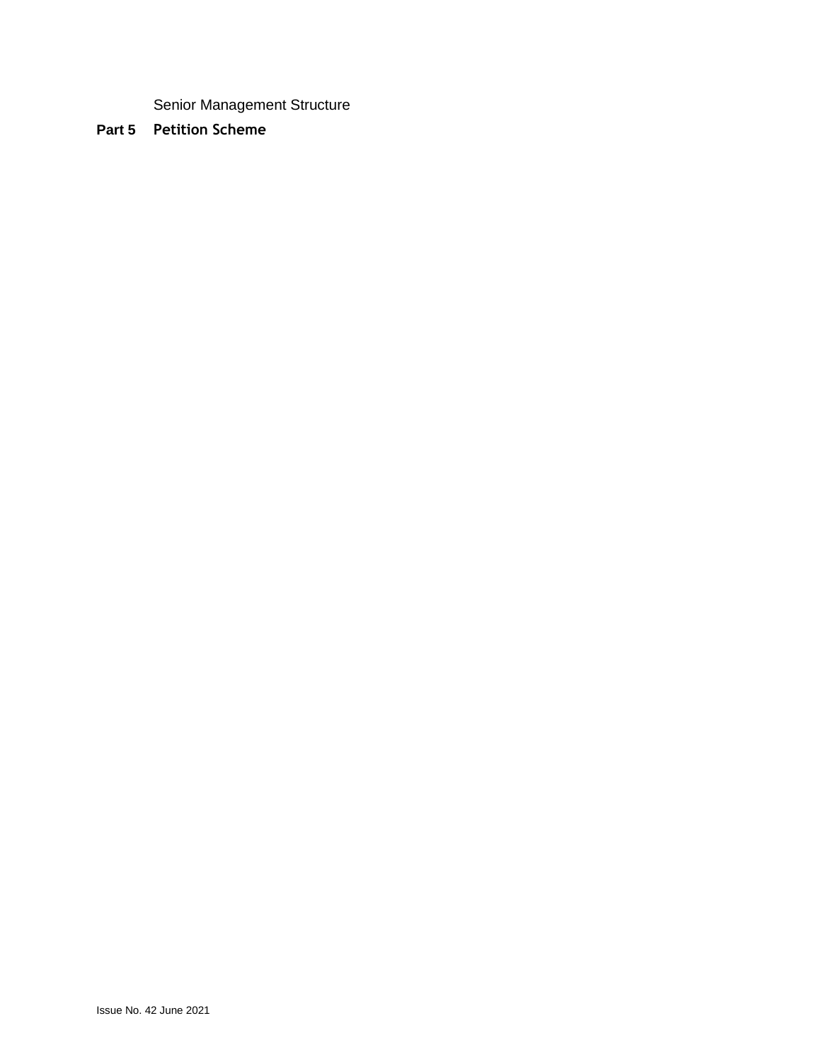Senior Management Structure

**Part 5 Petition Scheme**